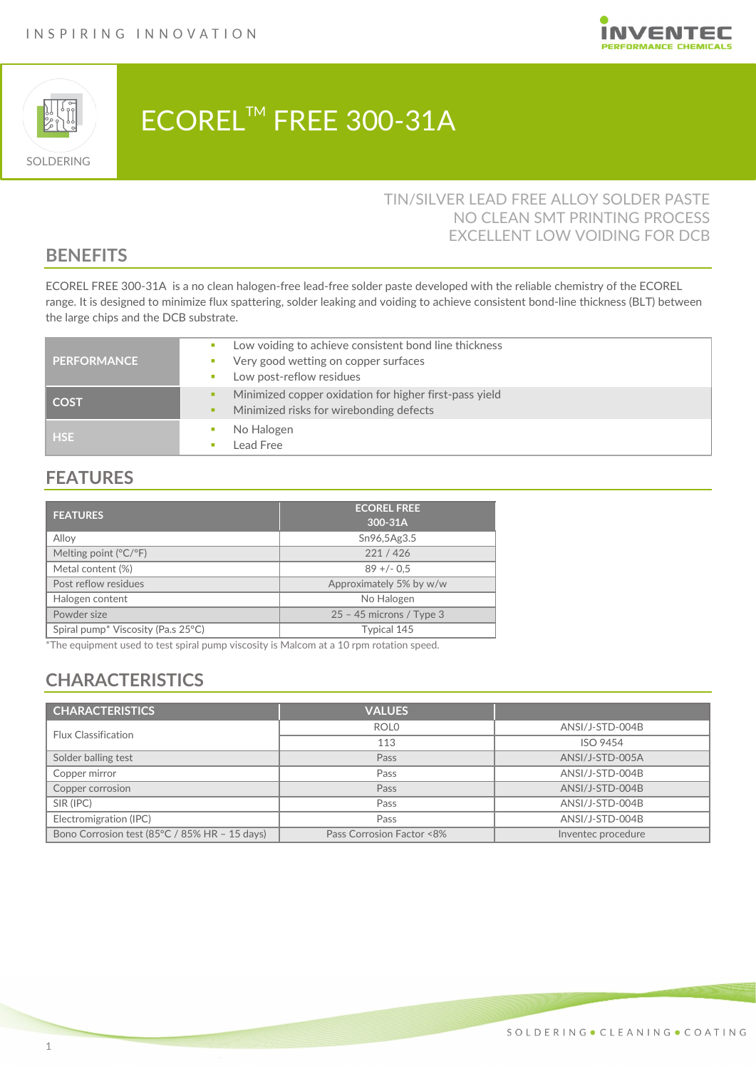# ECOREL™ FREE 300-31A

SOLDERING

TIN/SILVER LEAD FREE ALLOY SOLDER PASTE
NO CLEAN SMT PRINTING PROCESS
EXCELLENT LOW VOIDING FOR DCB

## BENEFITS

ECOREL FREE 300-31A is a no clean halogen-free lead-free solder paste developed with the reliable chemistry of the ECOREL range. It is designed to minimize flux spattering, solder leaking and voiding to achieve consistent bond-line thickness (BLT) between the large chips and the DCB substrate.

| | |
|---|---|
| **PERFORMANCE** | ▪ Low voiding to achieve consistent bond line thickness<br>▪ Very good wetting on copper surfaces<br>▪ Low post-reflow residues |
| **COST** | ▪ Minimized copper oxidation for higher first-pass yield<br>▪ Minimized risks for wirebonding defects |
| **HSE** | ▪ No Halogen<br>▪ Lead Free |

## FEATURES

| FEATURES | ECOREL FREE 300-31A |
|---|---|
| Alloy | Sn96,5Ag3.5 |
| Melting point (°C/°F) | 221 / 426 |
| Metal content (%) | 89 +/- 0,5 |
| Post reflow residues | Approximately 5% by w/w |
| Halogen content | No Halogen |
| Powder size | 25 – 45 microns / Type 3 |
| Spiral pump* Viscosity (Pa.s 25°C) | Typical 145 |

*The equipment used to test spiral pump viscosity is Malcom at a 10 rpm rotation speed.

## CHARACTERISTICS

| CHARACTERISTICS | VALUES | |
|---|---|---|
| Flux Classification | ROL0 | ANSI/J-STD-004B |
| | 113 | ISO 9454 |
| Solder balling test | Pass | ANSI/J-STD-005A |
| Copper mirror | Pass | ANSI/J-STD-004B |
| Copper corrosion | Pass | ANSI/J-STD-004B |
| SIR (IPC) | Pass | ANSI/J-STD-004B |
| Electromigration (IPC) | Pass | ANSI/J-STD-004B |
| Bono Corrosion test (85°C / 85% HR – 15 days) | Pass Corrosion Factor <8% | Inventec procedure |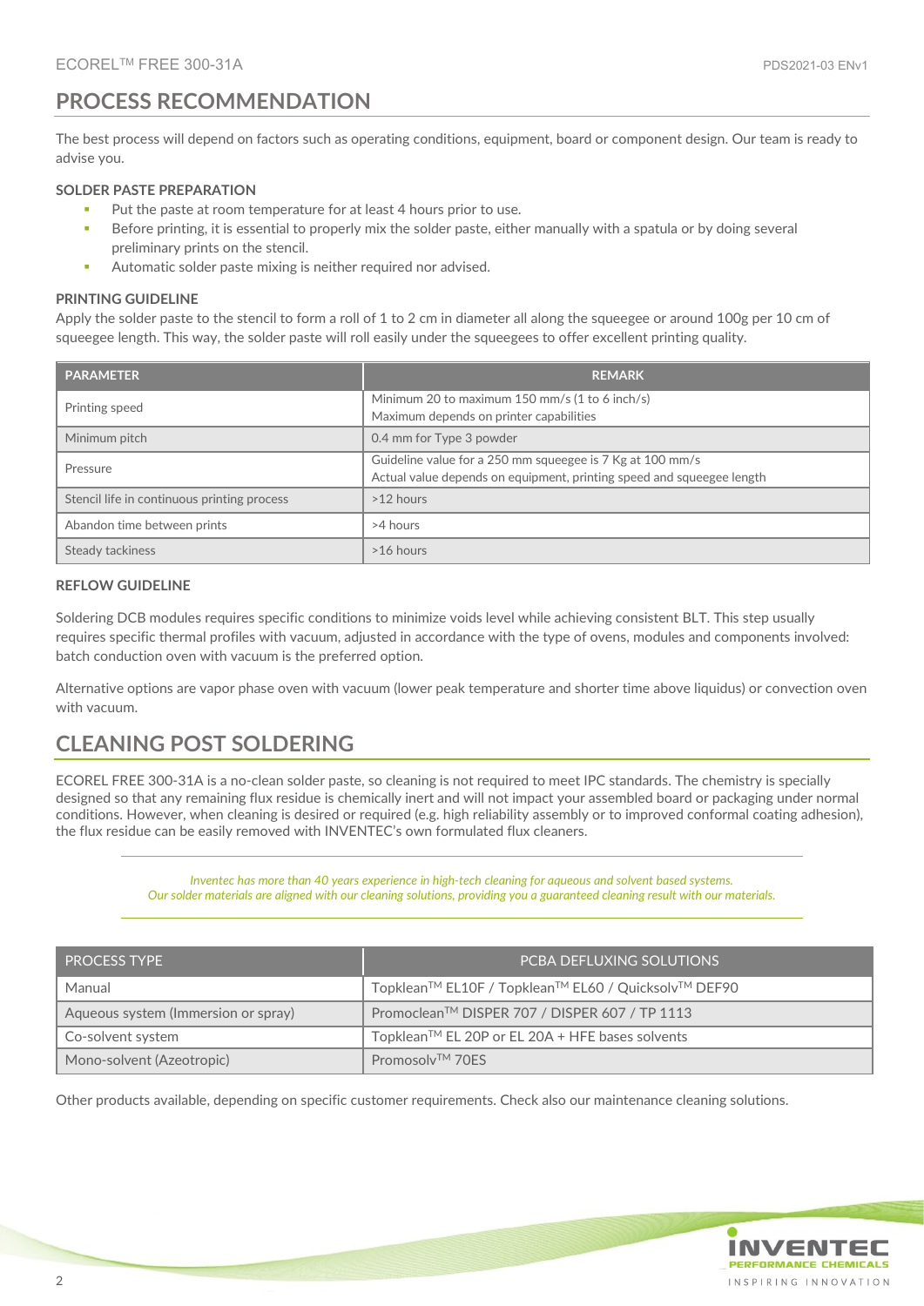## PROCESS RECOMMENDATION

The best process will depend on factors such as operating conditions, equipment, board or component design. Our team is ready to advise you.

### SOLDER PASTE PREPARATION

- Put the paste at room temperature for at least 4 hours prior to use.
- Before printing, it is essential to properly mix the solder paste, either manually with a spatula or by doing several preliminary prints on the stencil.
- Automatic solder paste mixing is neither required nor advised.

### PRINTING GUIDELINE

Apply the solder paste to the stencil to form a roll of 1 to 2 cm in diameter all along the squeegee or around 100g per 10 cm of squeegee length. This way, the solder paste will roll easily under the squeegees to offer excellent printing quality.

| PARAMETER | REMARK |
|---|---|
| Printing speed | Minimum 20 to maximum 150 mm/s (1 to 6 inch/s)<br>Maximum depends on printer capabilities |
| Minimum pitch | 0.4 mm for Type 3 powder |
| Pressure | Guideline value for a 250 mm squeegee is 7 Kg at 100 mm/s<br>Actual value depends on equipment, printing speed and squeegee length |
| Stencil life in continuous printing process | >12 hours |
| Abandon time between prints | >4 hours |
| Steady tackiness | >16 hours |

### REFLOW GUIDELINE

Soldering DCB modules requires specific conditions to minimize voids level while achieving consistent BLT. This step usually requires specific thermal profiles with vacuum, adjusted in accordance with the type of ovens, modules and components involved: batch conduction oven with vacuum is the preferred option.

Alternative options are vapor phase oven with vacuum (lower peak temperature and shorter time above liquidus) or convection oven with vacuum.

## CLEANING POST SOLDERING

ECOREL FREE 300-31A is a no-clean solder paste, so cleaning is not required to meet IPC standards. The chemistry is specially designed so that any remaining flux residue is chemically inert and will not impact your assembled board or packaging under normal conditions. However, when cleaning is desired or required (e.g. high reliability assembly or to improved conformal coating adhesion), the flux residue can be easily removed with INVENTEC's own formulated flux cleaners.

*Inventec has more than 40 years experience in high-tech cleaning for aqueous and solvent based systems.*
*Our solder materials are aligned with our cleaning solutions, providing you a guaranteed cleaning result with our materials.*

| PROCESS TYPE | PCBA DEFLUXING SOLUTIONS |
|---|---|
| Manual | Topklean™ EL10F / Topklean™ EL60 / Quicksolv™ DEF90 |
| Aqueous system (Immersion or spray) | Promoclean™ DISPER 707 / DISPER 607 / TP 1113 |
| Co-solvent system | Topklean™ EL 20P or EL 20A + HFE bases solvents |
| Mono-solvent (Azeotropic) | Promosolv™ 70ES |

Other products available, depending on specific customer requirements. Check also our maintenance cleaning solutions.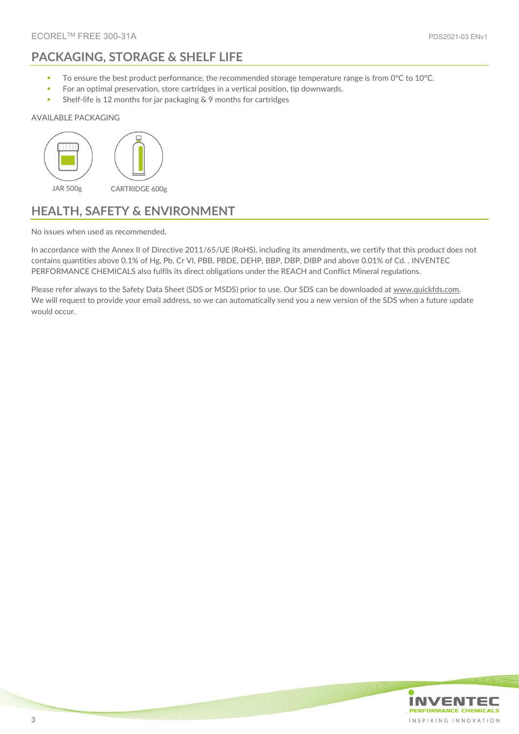## PACKAGING, STORAGE & SHELF LIFE

- To ensure the best product performance, the recommended storage temperature range is from 0°C to 10°C.
- For an optimal preservation, store cartridges in a vertical position, tip downwards.
- Shelf-life is 12 months for jar packaging & 9 months for cartridges

AVAILABLE PACKAGING

JAR 500g

CARTRIDGE 600g

## HEALTH, SAFETY & ENVIRONMENT

No issues when used as recommended.

In accordance with the Annex II of Directive 2011/65/UE (RoHS), including its amendments, we certify that this product does not contains quantities above 0.1% of Hg, Pb, Cr VI, PBB, PBDE, DEHP, BBP, DBP, DIBP and above 0.01% of Cd. . INVENTEC PERFORMANCE CHEMICALS also fulfils its direct obligations under the REACH and Conflict Mineral regulations.

Please refer always to the Safety Data Sheet (SDS or MSDS) prior to use. Our SDS can be downloaded at www.quickfds.com. We will request to provide your email address, so we can automatically send you a new version of the SDS when a future update would occur.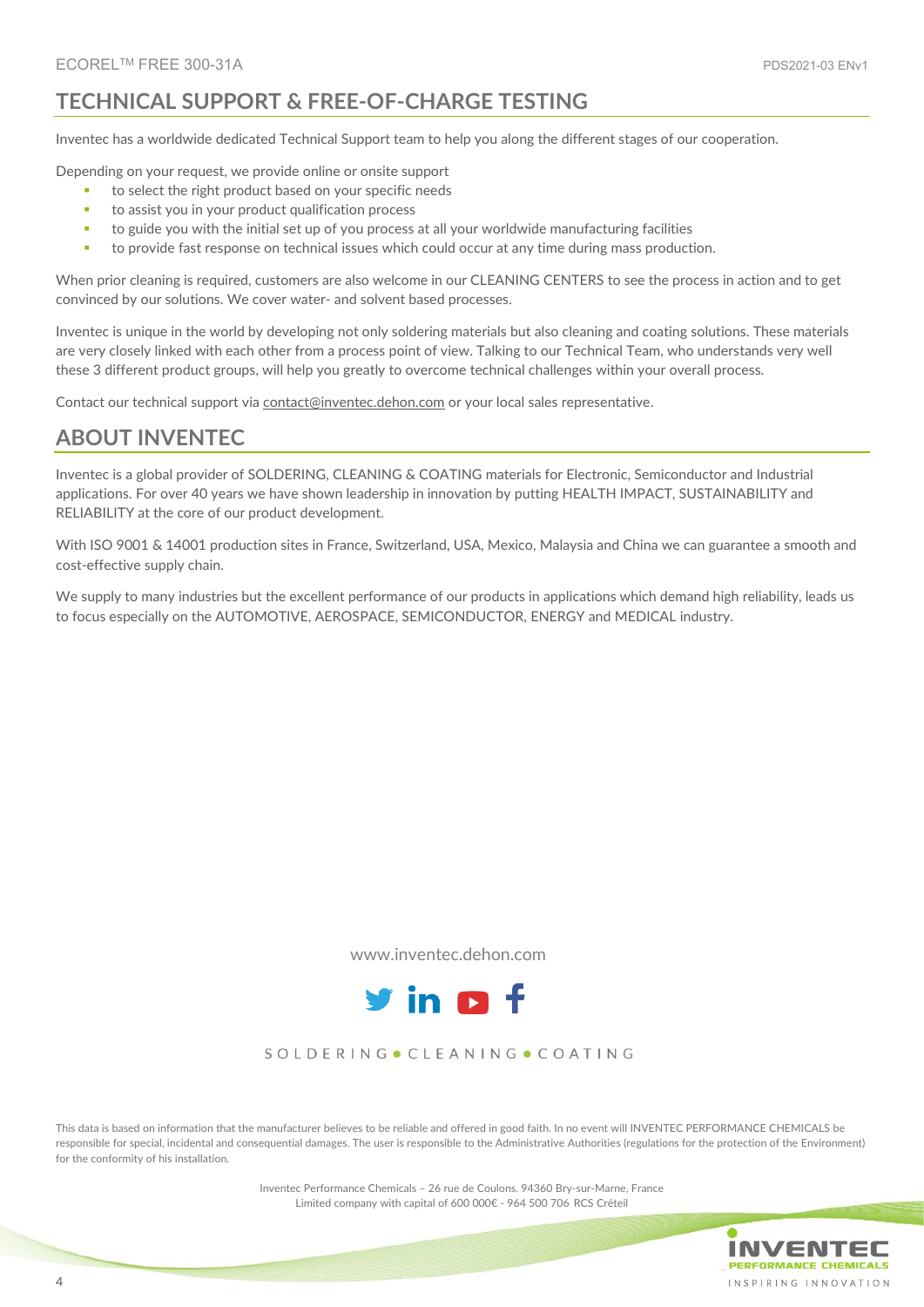## TECHNICAL SUPPORT & FREE-OF-CHARGE TESTING

Inventec has a worldwide dedicated Technical Support team to help you along the different stages of our cooperation.

Depending on your request, we provide online or onsite support

- to select the right product based on your specific needs
- to assist you in your product qualification process
- to guide you with the initial set up of you process at all your worldwide manufacturing facilities
- to provide fast response on technical issues which could occur at any time during mass production.

When prior cleaning is required, customers are also welcome in our CLEANING CENTERS to see the process in action and to get convinced by our solutions. We cover water- and solvent based processes.

Inventec is unique in the world by developing not only soldering materials but also cleaning and coating solutions. These materials are very closely linked with each other from a process point of view. Talking to our Technical Team, who understands very well these 3 different product groups, will help you greatly to overcome technical challenges within your overall process.

Contact our technical support via contact@inventec.dehon.com or your local sales representative.

## ABOUT INVENTEC

Inventec is a global provider of SOLDERING, CLEANING & COATING materials for Electronic, Semiconductor and Industrial applications. For over 40 years we have shown leadership in innovation by putting HEALTH IMPACT, SUSTAINABILITY and RELIABILITY at the core of our product development.

With ISO 9001 & 14001 production sites in France, Switzerland, USA, Mexico, Malaysia and China we can guarantee a smooth and cost-effective supply chain.

We supply to many industries but the excellent performance of our products in applications which demand high reliability, leads us to focus especially on the AUTOMOTIVE, AEROSPACE, SEMICONDUCTOR, ENERGY and MEDICAL industry.

www.inventec.dehon.com

SOLDERING • CLEANING • COATING

This data is based on information that the manufacturer believes to be reliable and offered in good faith. In no event will INVENTEC PERFORMANCE CHEMICALS be responsible for special, incidental and consequential damages. The user is responsible to the Administrative Authorities (regulations for the protection of the Environment) for the conformity of his installation.

Inventec Performance Chemicals – 26 rue de Coulons. 94360 Bry-sur-Marne, France
Limited company with capital of 600 000€ - 964 500 706 RCS Créteil

INVENTEC PERFORMANCE CHEMICALS
INSPIRING INNOVATION